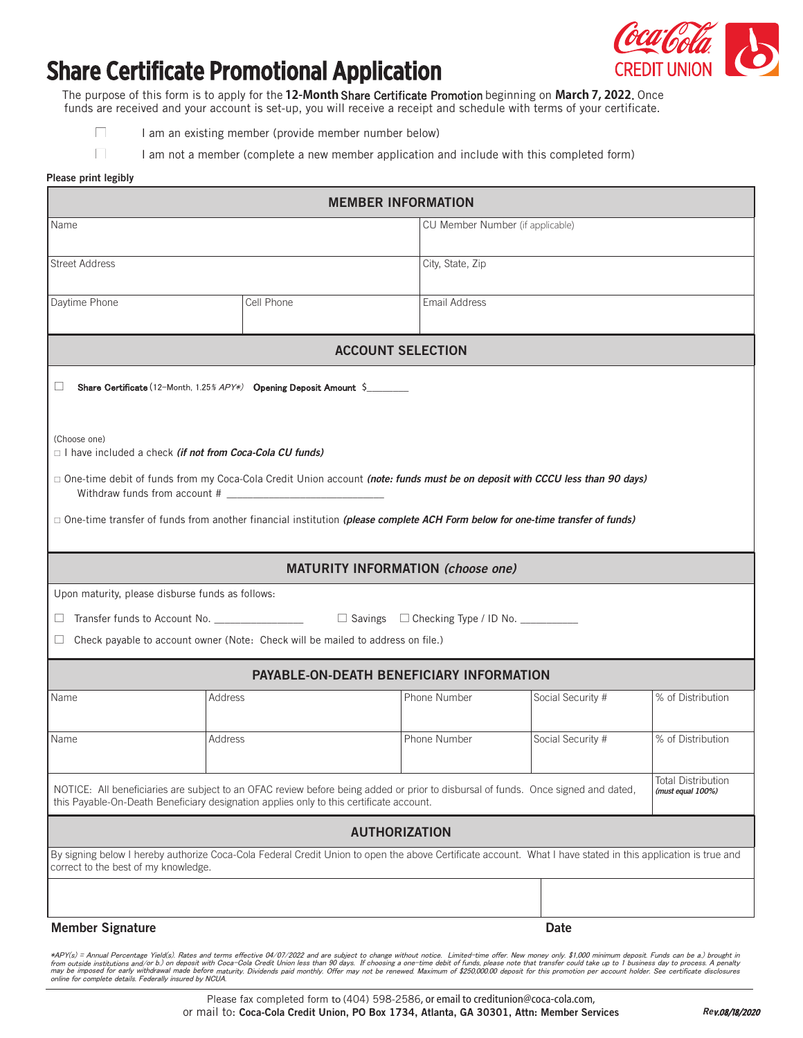# Share Certificate Promotional Application

Coca-Cola CREDIT UNION

The purpose of this form is to apply for the **12-Month** Share Certificate Promotion beginning on **March 7, 2022.** Once funds are received and your account is set-up, you will receive a receipt and schedule with terms of your certificate.

☐ I am an existing member (provide member number below)

☐ I am not a member (complete a new member application and include with this completed form)

**Please print legibly**

## MEMBER INFORMATION

| Name | | CU Member Number (if applicable) |
|---|---|---|
| Street Address | | City, State, Zip |
| Daytime Phone | Cell Phone | Email Address |

## ACCOUNT SELECTION

☐ **Share Certificate** (12-Month, 1.25% *APY\**) **Opening Deposit Amount** $________

(Choose one)

☐ I have included a check ***(if not from Coca-Cola CU funds)***

☐ One-time debit of funds from my Coca-Cola Credit Union account ***(note: funds must be on deposit with CCCU less than 90 days)***
Withdraw funds from account # ____________________________

☐ One-time transfer of funds from another financial institution ***(please complete ACH Form below for one-time transfer of funds)***

## MATURITY INFORMATION *(choose one)*

Upon maturity, please disburse funds as follows:

☐ Transfer funds to Account No. ________________ ☐ Savings ☐ Checking Type / ID No. __________

☐ Check payable to account owner (Note: Check will be mailed to address on file.)

## PAYABLE-ON-DEATH BENEFICIARY INFORMATION

| Name | Address | Phone Number | Social Security # | % of Distribution |
|---|---|---|---|---|
| Name | Address | Phone Number | Social Security # | % of Distribution |

NOTICE: All beneficiaries are subject to an OFAC review before being added or prior to disbursal of funds. Once signed and dated, this Payable-On-Death Beneficiary designation applies only to this certificate account.

Total Distribution ***(must equal 100%)***

## AUTHORIZATION

By signing below I hereby authorize Coca-Cola Federal Credit Union to open the above Certificate account. What I have stated in this application is true and correct to the best of my knowledge.

| | |
|---|---|
| **Member Signature** | **Date** |

*\*APY(s) = Annual Percentage Yield(s). Rates and terms effective 04/07/2022 and are subject to change without notice. Limited-time offer. New money only. $1,000 minimum deposit. Funds can be a.) brought in from outside institutions and/or b.) on deposit with Coca-Cola Credit Union less than 90 days. If choosing a one-time debit of funds, please note that transfer could take up to 1 business day to process. A penalty may be imposed for early withdrawal made before maturity. Dividends paid monthly. Offer may not be renewed. Maximum of $250,000.00 deposit for this promotion per account holder. See certificate disclosures online for complete details. Federally insured by NCUA.*

Please fax completed form to (404) 598-2586, or email to creditunion@coca-cola.com,
or mail to: **Coca-Cola Credit Union, PO Box 1734, Atlanta, GA 30301, Attn: Member Services**

***Rev.08/18/2020***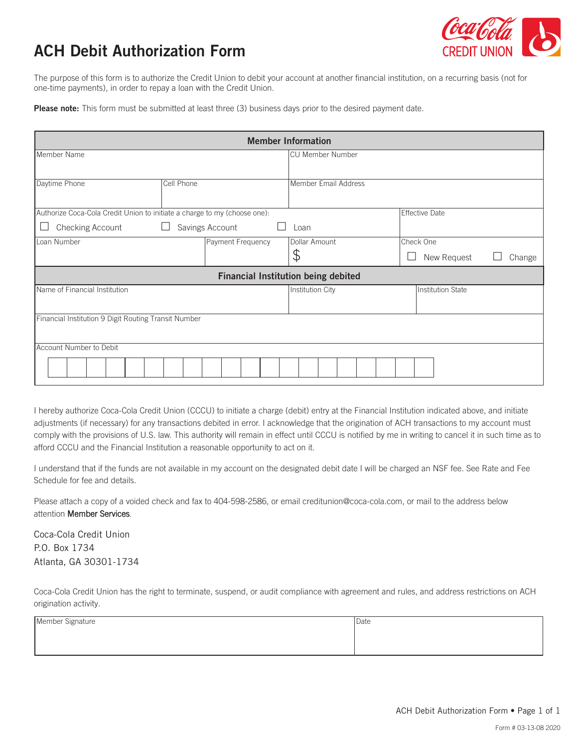# ACH Debit Authorization Form

The purpose of this form is to authorize the Credit Union to debit your account at another financial institution, on a recurring basis (not for one-time payments), in order to repay a loan with the Credit Union.

**Please note:** This form must be submitted at least three (3) business days prior to the desired payment date.

## Member Information

| | | | |
|---|---|---|---|
| Member Name | | CU Member Number | |
| Daytime Phone | Cell Phone | Member Email Address | |
| Authorize Coca-Cola Credit Union to initiate a charge to my (choose one): ☐ Checking Account ☐ Savings Account ☐ Loan | | | Effective Date |
| Loan Number | Payment Frequency | Dollar Amount $ | Check One ☐ New Request ☐ Change |

## Financial Institution being debited

| | | |
|---|---|---|
| Name of Financial Institution | Institution City | Institution State |
| Financial Institution 9 Digit Routing Transit Number | | |
| Account Number to Debit | | |

I hereby authorize Coca-Cola Credit Union (CCCU) to initiate a charge (debit) entry at the Financial Institution indicated above, and initiate adjustments (if necessary) for any transactions debited in error. I acknowledge that the origination of ACH transactions to my account must comply with the provisions of U.S. law. This authority will remain in effect until CCCU is notified by me in writing to cancel it in such time as to afford CCCU and the Financial Institution a reasonable opportunity to act on it.

I understand that if the funds are not available in my account on the designated debit date I will be charged an NSF fee. See Rate and Fee Schedule for fee and details.

Please attach a copy of a voided check and fax to 404-598-2586, or email creditunion@coca-cola.com, or mail to the address below attention Member Services.

Coca-Cola Credit Union
P.O. Box 1734
Atlanta, GA 30301-1734

Coca-Cola Credit Union has the right to terminate, suspend, or audit compliance with agreement and rules, and address restrictions on ACH origination activity.

| | |
|---|---|
| Member Signature | Date |

Form # 03-13-08 2020